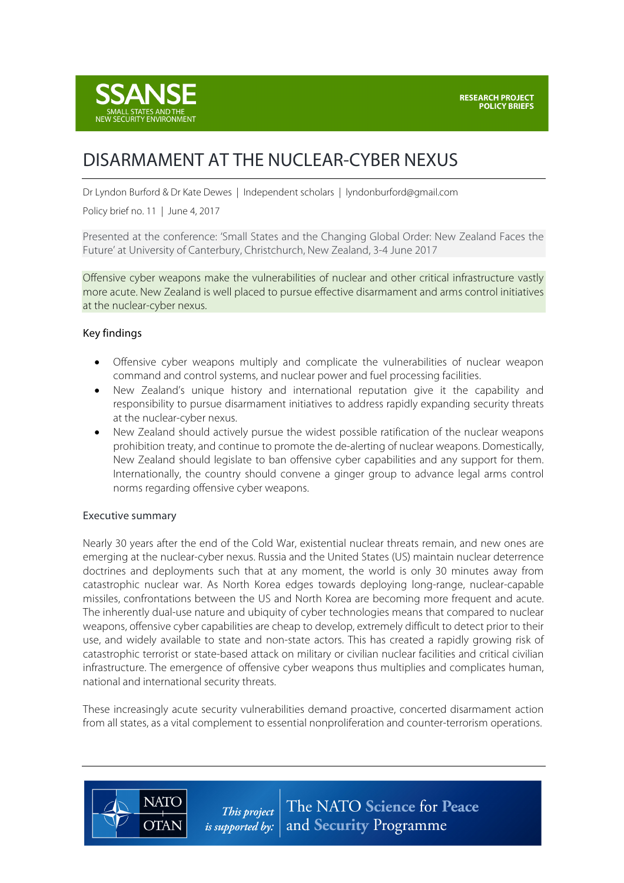SSANSE
SMALL STATES AND THE
NEW SECURITY ENVIRONMENT

RESEARCH PROJECT
POLICY BRIEFS

# DISARMAMENT AT THE NUCLEAR-CYBER NEXUS

Dr Lyndon Burford & Dr Kate Dewes | Independent scholars | lyndonburford@gmail.com

Policy brief no. 11 | June 4, 2017

Presented at the conference: 'Small States and the Changing Global Order: New Zealand Faces the Future' at University of Canterbury, Christchurch, New Zealand, 3-4 June 2017

Offensive cyber weapons make the vulnerabilities of nuclear and other critical infrastructure vastly more acute. New Zealand is well placed to pursue effective disarmament and arms control initiatives at the nuclear-cyber nexus.

## Key findings

- Offensive cyber weapons multiply and complicate the vulnerabilities of nuclear weapon command and control systems, and nuclear power and fuel processing facilities.
- New Zealand's unique history and international reputation give it the capability and responsibility to pursue disarmament initiatives to address rapidly expanding security threats at the nuclear-cyber nexus.
- New Zealand should actively pursue the widest possible ratification of the nuclear weapons prohibition treaty, and continue to promote the de-alerting of nuclear weapons. Domestically, New Zealand should legislate to ban offensive cyber capabilities and any support for them. Internationally, the country should convene a ginger group to advance legal arms control norms regarding offensive cyber weapons.

## Executive summary

Nearly 30 years after the end of the Cold War, existential nuclear threats remain, and new ones are emerging at the nuclear-cyber nexus. Russia and the United States (US) maintain nuclear deterrence doctrines and deployments such that at any moment, the world is only 30 minutes away from catastrophic nuclear war. As North Korea edges towards deploying long-range, nuclear-capable missiles, confrontations between the US and North Korea are becoming more frequent and acute. The inherently dual-use nature and ubiquity of cyber technologies means that compared to nuclear weapons, offensive cyber capabilities are cheap to develop, extremely difficult to detect prior to their use, and widely available to state and non-state actors. This has created a rapidly growing risk of catastrophic terrorist or state-based attack on military or civilian nuclear facilities and critical civilian infrastructure. The emergence of offensive cyber weapons thus multiplies and complicates human, national and international security threats.

These increasingly acute security vulnerabilities demand proactive, concerted disarmament action from all states, as a vital complement to essential nonproliferation and counter-terrorism operations.

NATO OTAN — *This project is supported by:* The NATO Science for Peace and Security Programme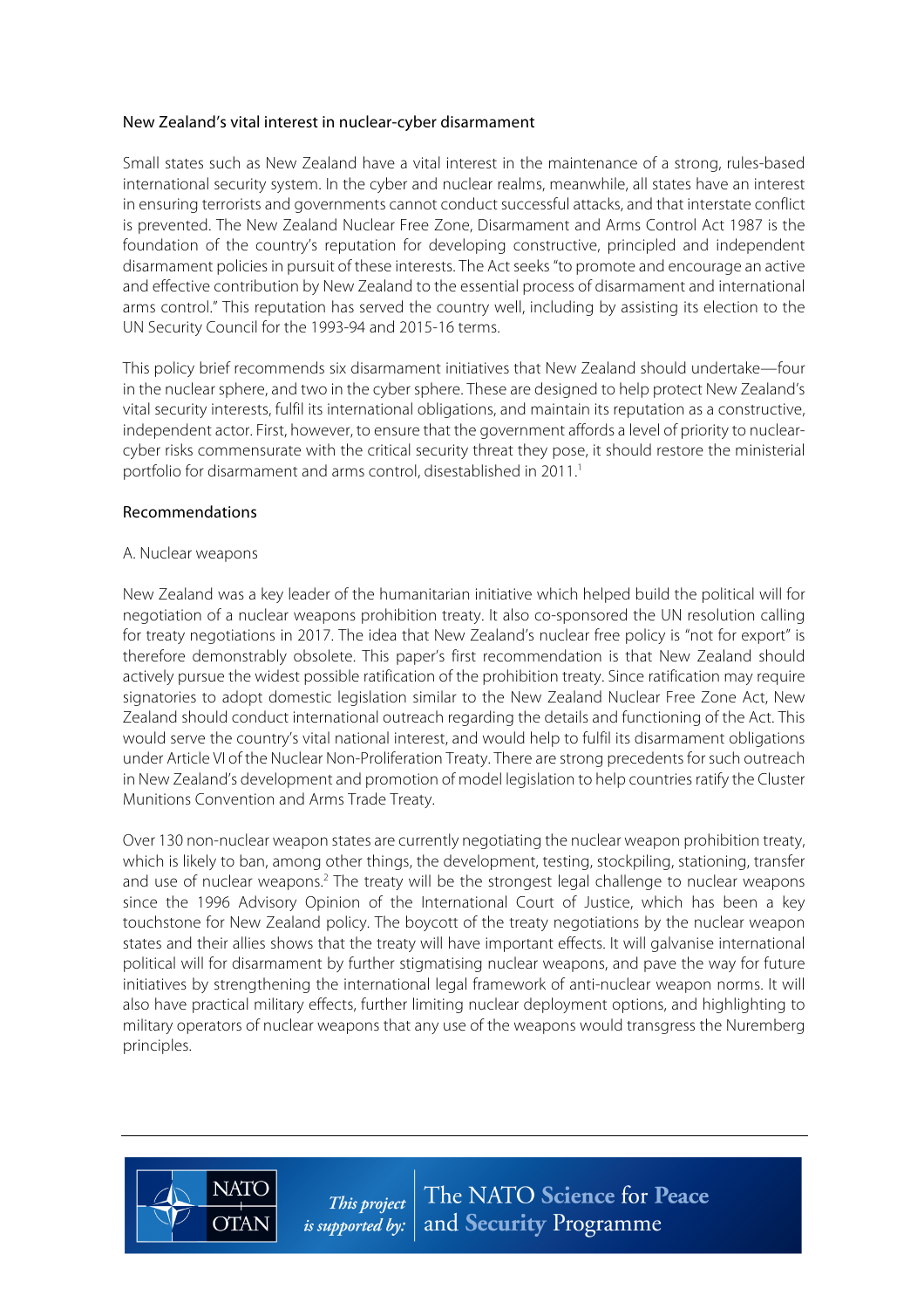## New Zealand's vital interest in nuclear-cyber disarmament

Small states such as New Zealand have a vital interest in the maintenance of a strong, rules-based international security system. In the cyber and nuclear realms, meanwhile, all states have an interest in ensuring terrorists and governments cannot conduct successful attacks, and that interstate conflict is prevented. The New Zealand Nuclear Free Zone, Disarmament and Arms Control Act 1987 is the foundation of the country's reputation for developing constructive, principled and independent disarmament policies in pursuit of these interests. The Act seeks "to promote and encourage an active and effective contribution by New Zealand to the essential process of disarmament and international arms control." This reputation has served the country well, including by assisting its election to the UN Security Council for the 1993-94 and 2015-16 terms.

This policy brief recommends six disarmament initiatives that New Zealand should undertake—four in the nuclear sphere, and two in the cyber sphere. These are designed to help protect New Zealand's vital security interests, fulfil its international obligations, and maintain its reputation as a constructive, independent actor. First, however, to ensure that the government affords a level of priority to nuclear-cyber risks commensurate with the critical security threat they pose, it should restore the ministerial portfolio for disarmament and arms control, disestablished in 2011.[1]

## Recommendations

### A. Nuclear weapons

New Zealand was a key leader of the humanitarian initiative which helped build the political will for negotiation of a nuclear weapons prohibition treaty. It also co-sponsored the UN resolution calling for treaty negotiations in 2017. The idea that New Zealand's nuclear free policy is "not for export" is therefore demonstrably obsolete. This paper's first recommendation is that New Zealand should actively pursue the widest possible ratification of the prohibition treaty. Since ratification may require signatories to adopt domestic legislation similar to the New Zealand Nuclear Free Zone Act, New Zealand should conduct international outreach regarding the details and functioning of the Act. This would serve the country's vital national interest, and would help to fulfil its disarmament obligations under Article VI of the Nuclear Non-Proliferation Treaty. There are strong precedents for such outreach in New Zealand's development and promotion of model legislation to help countries ratify the Cluster Munitions Convention and Arms Trade Treaty.

Over 130 non-nuclear weapon states are currently negotiating the nuclear weapon prohibition treaty, which is likely to ban, among other things, the development, testing, stockpiling, stationing, transfer and use of nuclear weapons.[2] The treaty will be the strongest legal challenge to nuclear weapons since the 1996 Advisory Opinion of the International Court of Justice, which has been a key touchstone for New Zealand policy. The boycott of the treaty negotiations by the nuclear weapon states and their allies shows that the treaty will have important effects. It will galvanise international political will for disarmament by further stigmatising nuclear weapons, and pave the way for future initiatives by strengthening the international legal framework of anti-nuclear weapon norms. It will also have practical military effects, further limiting nuclear deployment options, and highlighting to military operators of nuclear weapons that any use of the weapons would transgress the Nuremberg principles.

This project is supported by: The NATO Science for Peace and Security Programme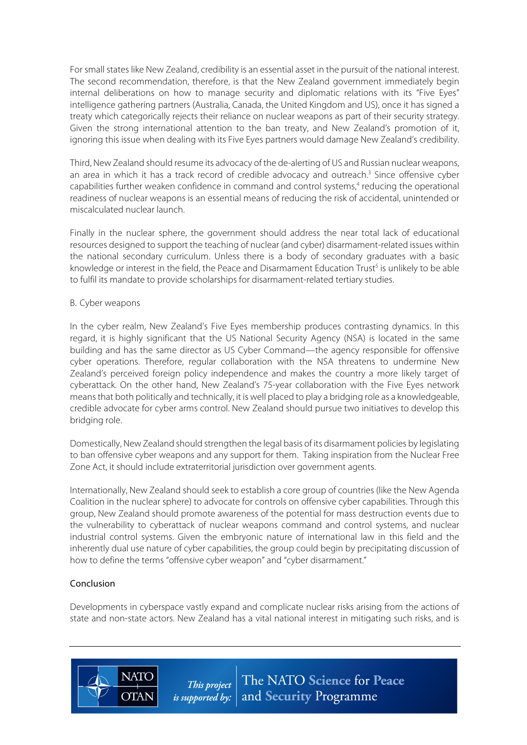For small states like New Zealand, credibility is an essential asset in the pursuit of the national interest. The second recommendation, therefore, is that the New Zealand government immediately begin internal deliberations on how to manage security and diplomatic relations with its "Five Eyes" intelligence gathering partners (Australia, Canada, the United Kingdom and US), once it has signed a treaty which categorically rejects their reliance on nuclear weapons as part of their security strategy. Given the strong international attention to the ban treaty, and New Zealand's promotion of it, ignoring this issue when dealing with its Five Eyes partners would damage New Zealand's credibility.

Third, New Zealand should resume its advocacy of the de-alerting of US and Russian nuclear weapons, an area in which it has a track record of credible advocacy and outreach.[3] Since offensive cyber capabilities further weaken confidence in command and control systems,[4] reducing the operational readiness of nuclear weapons is an essential means of reducing the risk of accidental, unintended or miscalculated nuclear launch.

Finally in the nuclear sphere, the government should address the near total lack of educational resources designed to support the teaching of nuclear (and cyber) disarmament-related issues within the national secondary curriculum. Unless there is a body of secondary graduates with a basic knowledge or interest in the field, the Peace and Disarmament Education Trust[5] is unlikely to be able to fulfil its mandate to provide scholarships for disarmament-related tertiary studies.

B. Cyber weapons

In the cyber realm, New Zealand's Five Eyes membership produces contrasting dynamics. In this regard, it is highly significant that the US National Security Agency (NSA) is located in the same building and has the same director as US Cyber Command—the agency responsible for offensive cyber operations. Therefore, regular collaboration with the NSA threatens to undermine New Zealand's perceived foreign policy independence and makes the country a more likely target of cyberattack. On the other hand, New Zealand's 75-year collaboration with the Five Eyes network means that both politically and technically, it is well placed to play a bridging role as a knowledgeable, credible advocate for cyber arms control. New Zealand should pursue two initiatives to develop this bridging role.

Domestically, New Zealand should strengthen the legal basis of its disarmament policies by legislating to ban offensive cyber weapons and any support for them. Taking inspiration from the Nuclear Free Zone Act, it should include extraterritorial jurisdiction over government agents.

Internationally, New Zealand should seek to establish a core group of countries (like the New Agenda Coalition in the nuclear sphere) to advocate for controls on offensive cyber capabilities. Through this group, New Zealand should promote awareness of the potential for mass destruction events due to the vulnerability to cyberattack of nuclear weapons command and control systems, and nuclear industrial control systems. Given the embryonic nature of international law in this field and the inherently dual use nature of cyber capabilities, the group could begin by precipitating discussion of how to define the terms "offensive cyber weapon" and "cyber disarmament."

## Conclusion

Developments in cyberspace vastly expand and complicate nuclear risks arising from the actions of state and non-state actors. New Zealand has a vital national interest in mitigating such risks, and is

This project is supported by: The NATO Science for Peace and Security Programme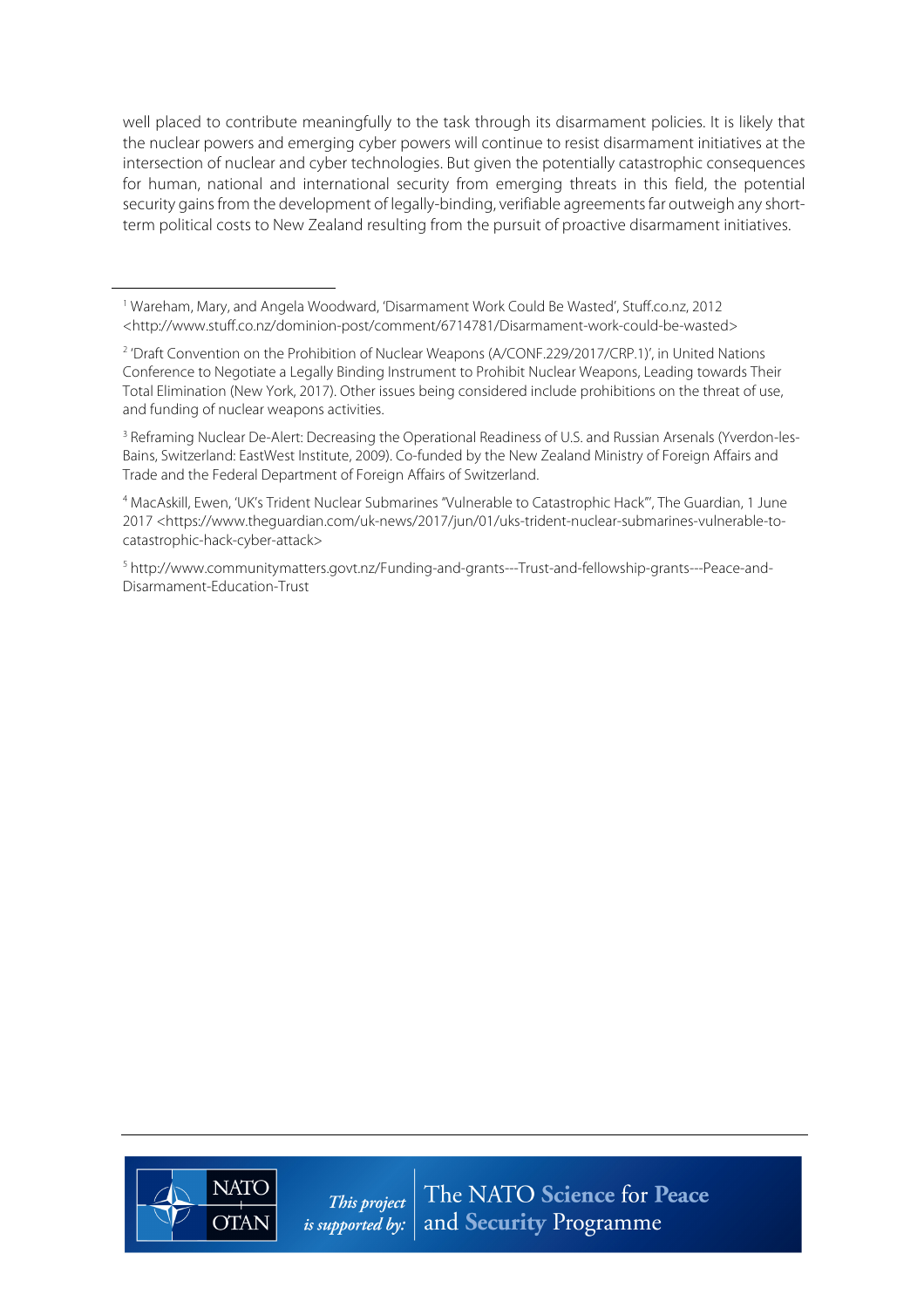well placed to contribute meaningfully to the task through its disarmament policies. It is likely that the nuclear powers and emerging cyber powers will continue to resist disarmament initiatives at the intersection of nuclear and cyber technologies. But given the potentially catastrophic consequences for human, national and international security from emerging threats in this field, the potential security gains from the development of legally-binding, verifiable agreements far outweigh any short-term political costs to New Zealand resulting from the pursuit of proactive disarmament initiatives.

---

[1] Wareham, Mary, and Angela Woodward, 'Disarmament Work Could Be Wasted', Stuff.co.nz, 2012 <http://www.stuff.co.nz/dominion-post/comment/6714781/Disarmament-work-could-be-wasted>

[2] 'Draft Convention on the Prohibition of Nuclear Weapons (A/CONF.229/2017/CRP.1)', in United Nations Conference to Negotiate a Legally Binding Instrument to Prohibit Nuclear Weapons, Leading towards Their Total Elimination (New York, 2017). Other issues being considered include prohibitions on the threat of use, and funding of nuclear weapons activities.

[3] Reframing Nuclear De-Alert: Decreasing the Operational Readiness of U.S. and Russian Arsenals (Yverdon-les-Bains, Switzerland: EastWest Institute, 2009). Co-funded by the New Zealand Ministry of Foreign Affairs and Trade and the Federal Department of Foreign Affairs of Switzerland.

[4] MacAskill, Ewen, 'UK's Trident Nuclear Submarines "Vulnerable to Catastrophic Hack"', The Guardian, 1 June 2017 <https://www.theguardian.com/uk-news/2017/jun/01/uks-trident-nuclear-submarines-vulnerable-to-catastrophic-hack-cyber-attack>

[5] http://www.communitymatters.govt.nz/Funding-and-grants---Trust-and-fellowship-grants---Peace-and-Disarmament-Education-Trust

NATO OTAN *This project is supported by:* The NATO Science for Peace and Security Programme